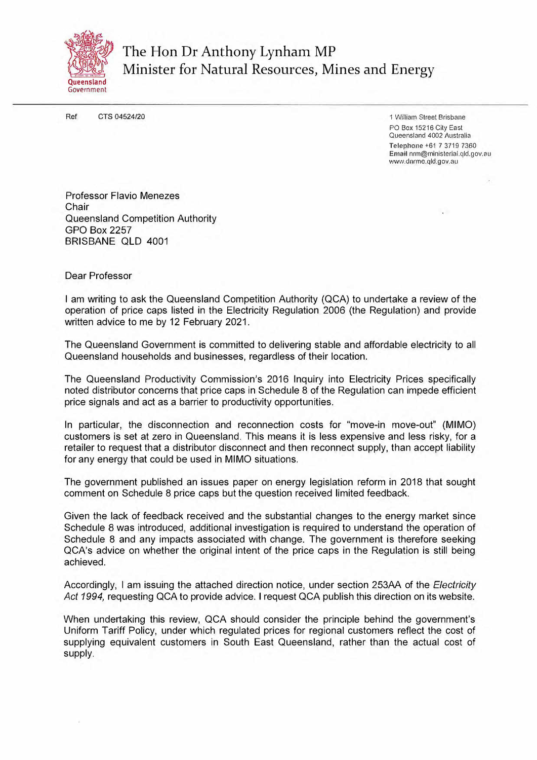# The Hon Dr Anthony Lynham MP
## Minister for Natural Resources, Mines and Energy

Ref CTS 04524/20

1 William Street Brisbane
PO Box 15216 City East
Queensland 4002 Australia
**Telephone** +61 7 3719 7360
**Email** nrm@ministerial.qld.gov.au
www.dnrme.qld.gov.au

Professor Flavio Menezes
Chair
Queensland Competition Authority
GPO Box 2257
BRISBANE QLD 4001

Dear Professor

I am writing to ask the Queensland Competition Authority (QCA) to undertake a review of the operation of price caps listed in the Electricity Regulation 2006 (the Regulation) and provide written advice to me by 12 February 2021.

The Queensland Government is committed to delivering stable and affordable electricity to all Queensland households and businesses, regardless of their location.

The Queensland Productivity Commission's 2016 Inquiry into Electricity Prices specifically noted distributor concerns that price caps in Schedule 8 of the Regulation can impede efficient price signals and act as a barrier to productivity opportunities.

In particular, the disconnection and reconnection costs for "move-in move-out" (MIMO) customers is set at zero in Queensland. This means it is less expensive and less risky, for a retailer to request that a distributor disconnect and then reconnect supply, than accept liability for any energy that could be used in MIMO situations.

The government published an issues paper on energy legislation reform in 2018 that sought comment on Schedule 8 price caps but the question received limited feedback.

Given the lack of feedback received and the substantial changes to the energy market since Schedule 8 was introduced, additional investigation is required to understand the operation of Schedule 8 and any impacts associated with change. The government is therefore seeking QCA's advice on whether the original intent of the price caps in the Regulation is still being achieved.

Accordingly, I am issuing the attached direction notice, under section 253AA of the *Electricity Act 1994*, requesting QCA to provide advice. I request QCA publish this direction on its website.

When undertaking this review, QCA should consider the principle behind the government's Uniform Tariff Policy, under which regulated prices for regional customers reflect the cost of supplying equivalent customers in South East Queensland, rather than the actual cost of supply.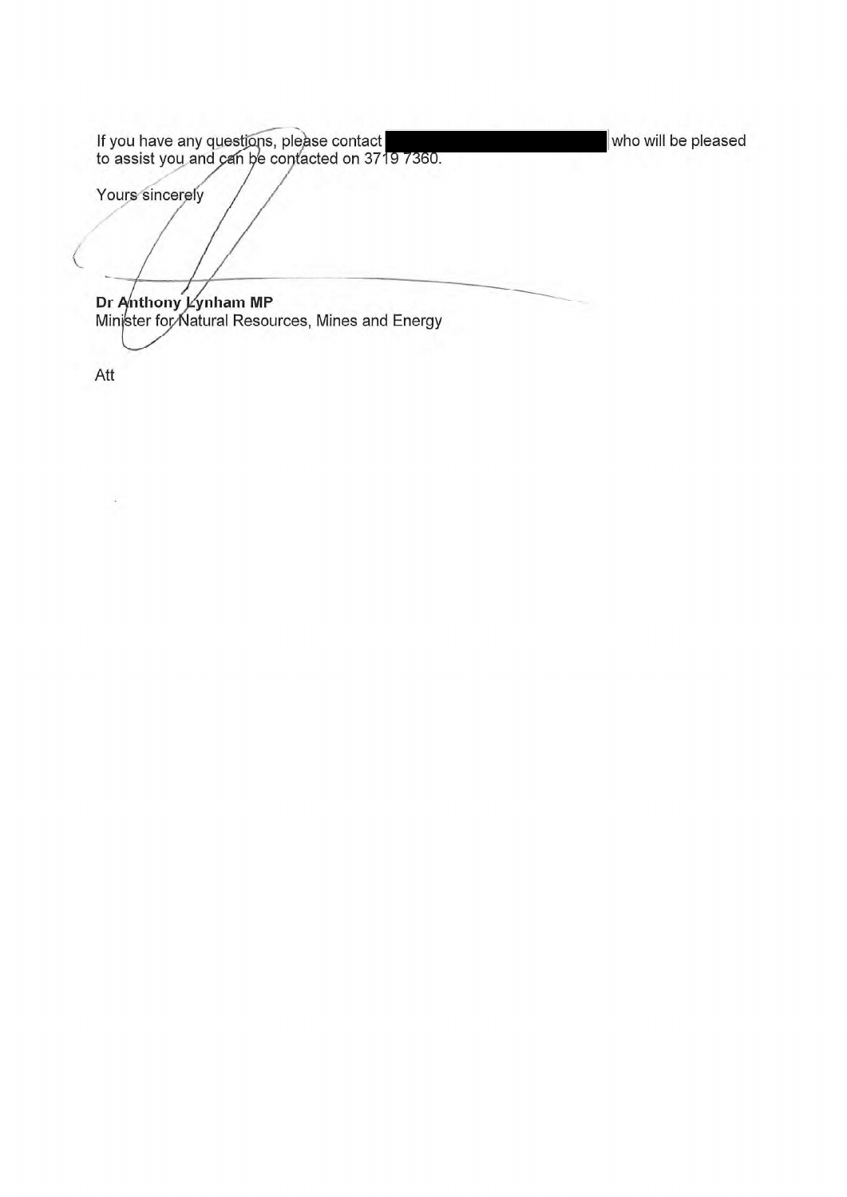If you have any questions, please contact ████████████████ who will be pleased to assist you and can be contacted on 3719 7360.

Yours sincerely

**Dr Anthony Lynham MP**
Minister for Natural Resources, Mines and Energy

Att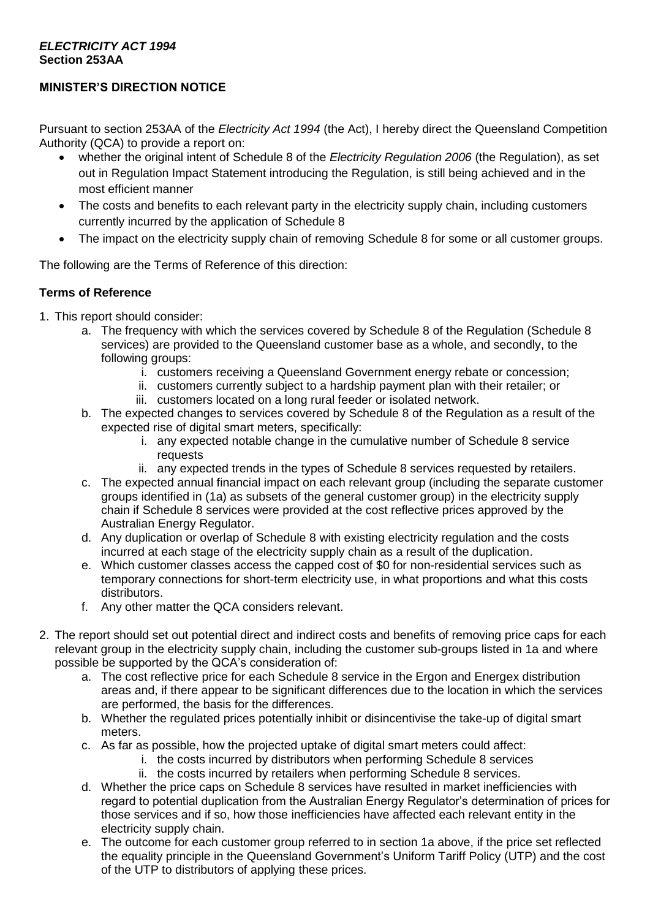***ELECTRICITY ACT 1994***
**Section 253AA**

**MINISTER'S DIRECTION NOTICE**

Pursuant to section 253AA of the *Electricity Act 1994* (the Act), I hereby direct the Queensland Competition Authority (QCA) to provide a report on:

- whether the original intent of Schedule 8 of the *Electricity Regulation 2006* (the Regulation), as set out in Regulation Impact Statement introducing the Regulation, is still being achieved and in the most efficient manner
- The costs and benefits to each relevant party in the electricity supply chain, including customers currently incurred by the application of Schedule 8
- The impact on the electricity supply chain of removing Schedule 8 for some or all customer groups.

The following are the Terms of Reference of this direction:

**Terms of Reference**

1. This report should consider:
    a. The frequency with which the services covered by Schedule 8 of the Regulation (Schedule 8 services) are provided to the Queensland customer base as a whole, and secondly, to the following groups:
        i. customers receiving a Queensland Government energy rebate or concession;
        ii. customers currently subject to a hardship payment plan with their retailer; or
        iii. customers located on a long rural feeder or isolated network.
    b. The expected changes to services covered by Schedule 8 of the Regulation as a result of the expected rise of digital smart meters, specifically:
        i. any expected notable change in the cumulative number of Schedule 8 service requests
        ii. any expected trends in the types of Schedule 8 services requested by retailers.
    c. The expected annual financial impact on each relevant group (including the separate customer groups identified in (1a) as subsets of the general customer group) in the electricity supply chain if Schedule 8 services were provided at the cost reflective prices approved by the Australian Energy Regulator.
    d. Any duplication or overlap of Schedule 8 with existing electricity regulation and the costs incurred at each stage of the electricity supply chain as a result of the duplication.
    e. Which customer classes access the capped cost of $0 for non-residential services such as temporary connections for short-term electricity use, in what proportions and what this costs distributors.
    f. Any other matter the QCA considers relevant.

2. The report should set out potential direct and indirect costs and benefits of removing price caps for each relevant group in the electricity supply chain, including the customer sub-groups listed in 1a and where possible be supported by the QCA's consideration of:
    a. The cost reflective price for each Schedule 8 service in the Ergon and Energex distribution areas and, if there appear to be significant differences due to the location in which the services are performed, the basis for the differences.
    b. Whether the regulated prices potentially inhibit or disincentivise the take-up of digital smart meters.
    c. As far as possible, how the projected uptake of digital smart meters could affect:
        i. the costs incurred by distributors when performing Schedule 8 services
        ii. the costs incurred by retailers when performing Schedule 8 services.
    d. Whether the price caps on Schedule 8 services have resulted in market inefficiencies with regard to potential duplication from the Australian Energy Regulator's determination of prices for those services and if so, how those inefficiencies have affected each relevant entity in the electricity supply chain.
    e. The outcome for each customer group referred to in section 1a above, if the price set reflected the equality principle in the Queensland Government's Uniform Tariff Policy (UTP) and the cost of the UTP to distributors of applying these prices.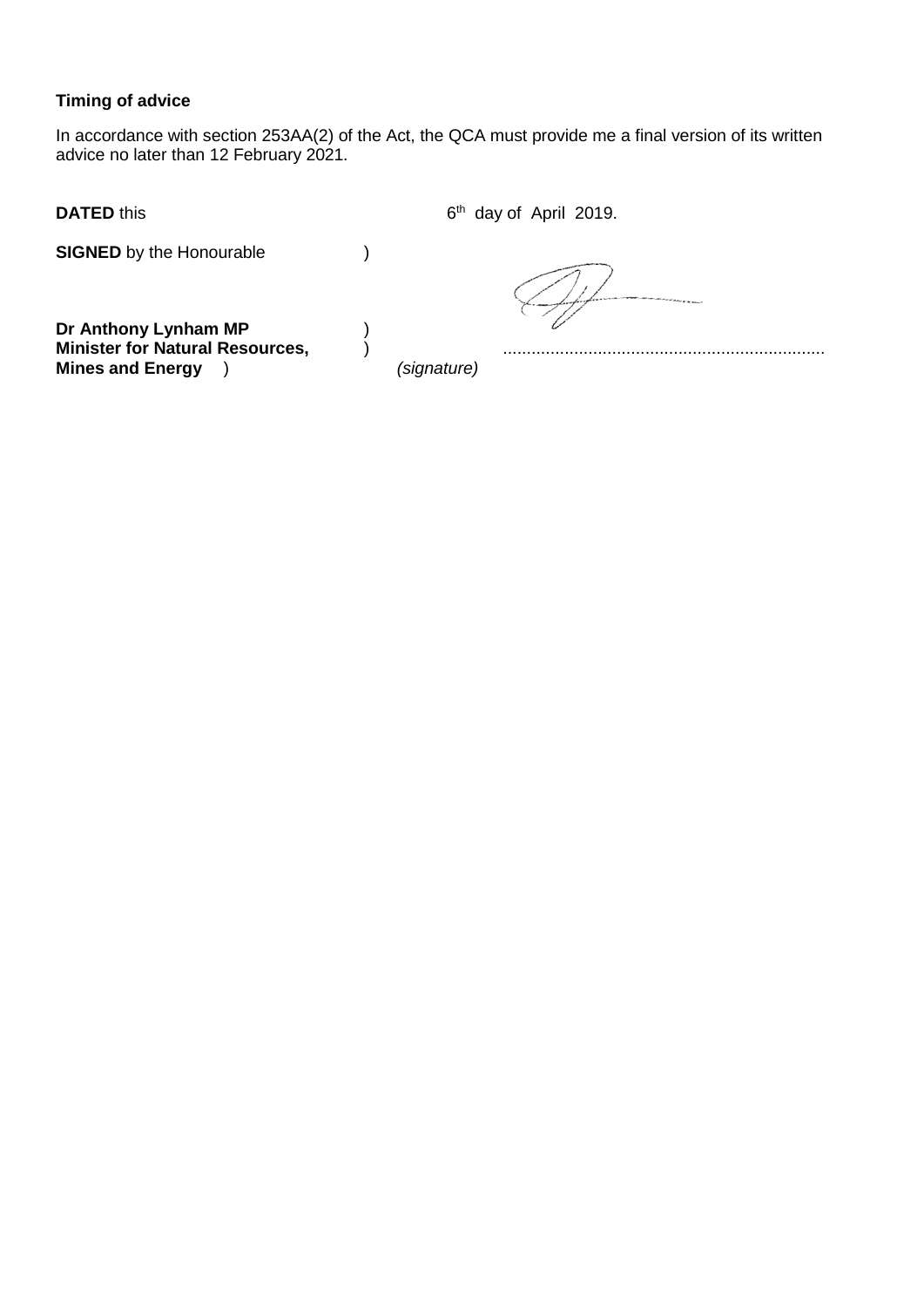**Timing of advice**

In accordance with section 253AA(2) of the Act, the QCA must provide me a final version of its written advice no later than 12 February 2021.

**DATED** this 6th day of April 2019.

**SIGNED** by the Honourable )

**Dr Anthony Lynham MP** )
**Minister for Natural Resources,** )
**Mines and Energy** )

..................................................................
*(signature)*